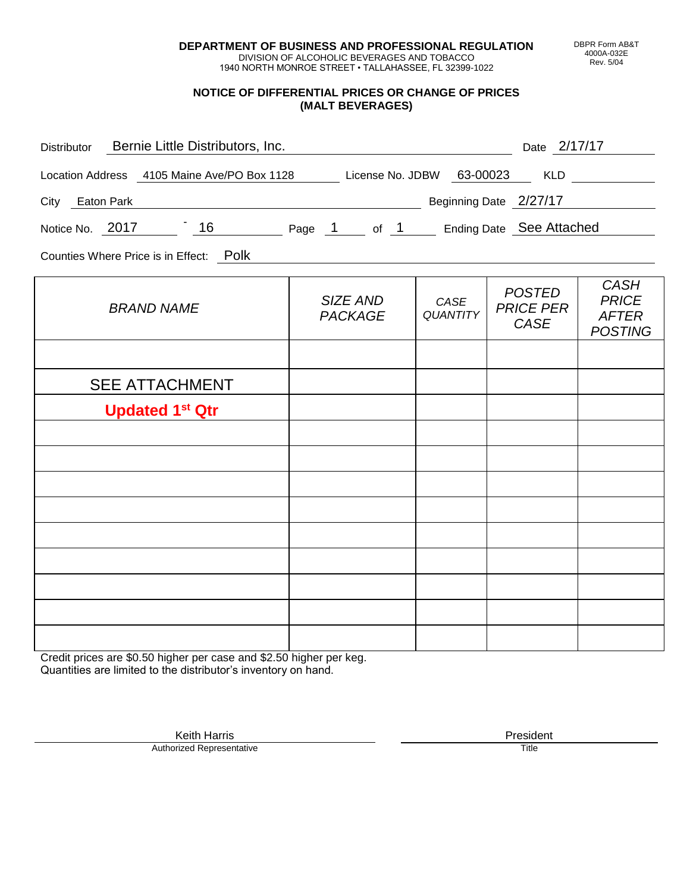**DEPARTMENT OF BUSINESS AND PROFESSIONAL REGULATION**
DIVISION OF ALCOHOLIC BEVERAGES AND TOBACCO
1940 NORTH MONROE STREET • TALLAHASSEE, FL 32399-1022

DBPR Form AB&T 4000A-032E Rev. 5/04

## NOTICE OF DIFFERENTIAL PRICES OR CHANGE OF PRICES (MALT BEVERAGES)

Distributor: Bernie Little Distributors, Inc. Date: 2/17/17

Location Address: 4105 Maine Ave/PO Box 1128 License No. JDBW: 63-00023 KLD:

City: Eaton Park Beginning Date: 2/27/17

Notice No. 2017 - 16 Page 1 of 1 Ending Date: See Attached

Counties Where Price is in Effect: Polk

| *BRAND NAME* | *SIZE AND PACKAGE* | *CASE QUANTITY* | *POSTED PRICE PER CASE* | *CASH PRICE AFTER POSTING* |
|---|---|---|---|---|
| | | | | |
| SEE ATTACHMENT | | | | |
| **Updated 1st Qtr** | | | | |
| | | | | |
| | | | | |
| | | | | |
| | | | | |
| | | | | |
| | | | | |
| | | | | |
| | | | | |
| | | | | |

Credit prices are $0.50 higher per case and $2.50 higher per keg.
Quantities are limited to the distributor's inventory on hand.

Keith Harris
Authorized Representative

President
Title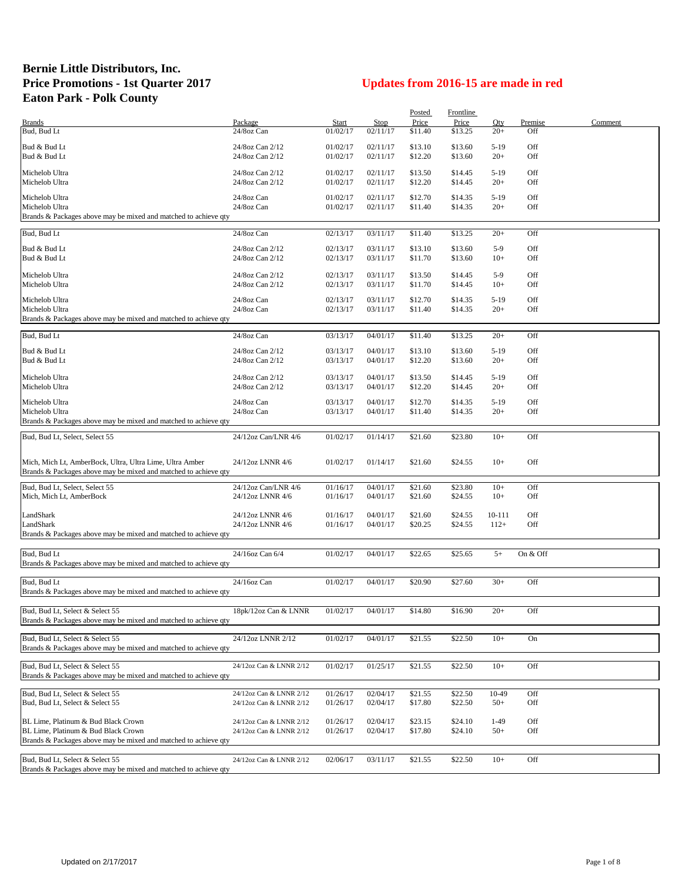# Bernie Little Distributors, Inc.
# Price Promotions - 1st Quarter 2017
# Eaton Park - Polk County

## Updates from 2016-15 are made in red

| Brands | Package | Start | Stop | Posted Price | Frontline Price | Qty | Premise | Comment |
|---|---|---|---|---|---|---|---|---|
| Bud, Bud Lt | 24/8oz Can | 01/02/17 | 02/11/17 | $11.40 | $13.25 | 20+ | Off | |
| Bud & Bud Lt | 24/8oz Can 2/12 | 01/02/17 | 02/11/17 | $13.10 | $13.60 | 5-19 | Off | |
| Bud & Bud Lt | 24/8oz Can 2/12 | 01/02/17 | 02/11/17 | $12.20 | $13.60 | 20+ | Off | |
| Michelob Ultra | 24/8oz Can 2/12 | 01/02/17 | 02/11/17 | $13.50 | $14.45 | 5-19 | Off | |
| Michelob Ultra | 24/8oz Can 2/12 | 01/02/17 | 02/11/17 | $12.20 | $14.45 | 20+ | Off | |
| Michelob Ultra | 24/8oz Can | 01/02/17 | 02/11/17 | $12.70 | $14.35 | 5-19 | Off | |
| Michelob Ultra | 24/8oz Can | 01/02/17 | 02/11/17 | $11.40 | $14.35 | 20+ | Off | |
| Brands & Packages above may be mixed and matched to achieve qty | | | | | | | | |
| Bud, Bud Lt | 24/8oz Can | 02/13/17 | 03/11/17 | $11.40 | $13.25 | 20+ | Off | |
| Bud & Bud Lt | 24/8oz Can 2/12 | 02/13/17 | 03/11/17 | $13.10 | $13.60 | 5-9 | Off | |
| Bud & Bud Lt | 24/8oz Can 2/12 | 02/13/17 | 03/11/17 | $11.70 | $13.60 | 10+ | Off | |
| Michelob Ultra | 24/8oz Can 2/12 | 02/13/17 | 03/11/17 | $13.50 | $14.45 | 5-9 | Off | |
| Michelob Ultra | 24/8oz Can 2/12 | 02/13/17 | 03/11/17 | $11.70 | $14.45 | 10+ | Off | |
| Michelob Ultra | 24/8oz Can | 02/13/17 | 03/11/17 | $12.70 | $14.35 | 5-19 | Off | |
| Michelob Ultra | 24/8oz Can | 02/13/17 | 03/11/17 | $11.40 | $14.35 | 20+ | Off | |
| Brands & Packages above may be mixed and matched to achieve qty | | | | | | | | |
| Bud, Bud Lt | 24/8oz Can | 03/13/17 | 04/01/17 | $11.40 | $13.25 | 20+ | Off | |
| Bud & Bud Lt | 24/8oz Can 2/12 | 03/13/17 | 04/01/17 | $13.10 | $13.60 | 5-19 | Off | |
| Bud & Bud Lt | 24/8oz Can 2/12 | 03/13/17 | 04/01/17 | $12.20 | $13.60 | 20+ | Off | |
| Michelob Ultra | 24/8oz Can 2/12 | 03/13/17 | 04/01/17 | $13.50 | $14.45 | 5-19 | Off | |
| Michelob Ultra | 24/8oz Can 2/12 | 03/13/17 | 04/01/17 | $12.20 | $14.45 | 20+ | Off | |
| Michelob Ultra | 24/8oz Can | 03/13/17 | 04/01/17 | $12.70 | $14.35 | 5-19 | Off | |
| Michelob Ultra | 24/8oz Can | 03/13/17 | 04/01/17 | $11.40 | $14.35 | 20+ | Off | |
| Brands & Packages above may be mixed and matched to achieve qty | | | | | | | | |
| Bud, Bud Lt, Select, Select 55 | 24/12oz Can/LNR 4/6 | 01/02/17 | 01/14/17 | $21.60 | $23.80 | 10+ | Off | |
| Mich, Mich Lt, AmberBock, Ultra, Ultra Lime, Ultra Amber | 24/12oz LNNR 4/6 | 01/02/17 | 01/14/17 | $21.60 | $24.55 | 10+ | Off | |
| Brands & Packages above may be mixed and matched to achieve qty | | | | | | | | |
| Bud, Bud Lt, Select, Select 55 | 24/12oz Can/LNR 4/6 | 01/16/17 | 04/01/17 | $21.60 | $23.80 | 10+ | Off | |
| Mich, Mich Lt, AmberBock | 24/12oz LNNR 4/6 | 01/16/17 | 04/01/17 | $21.60 | $24.55 | 10+ | Off | |
| LandShark | 24/12oz LNNR 4/6 | 01/16/17 | 04/01/17 | $21.60 | $24.55 | 10-111 | Off | |
| LandShark | 24/12oz LNNR 4/6 | 01/16/17 | 04/01/17 | $20.25 | $24.55 | 112+ | Off | |
| Brands & Packages above may be mixed and matched to achieve qty | | | | | | | | |
| Bud, Bud Lt | 24/16oz Can 6/4 | 01/02/17 | 04/01/17 | $22.65 | $25.65 | 5+ | On & Off | |
| Brands & Packages above may be mixed and matched to achieve qty | | | | | | | | |
| Bud, Bud Lt | 24/16oz Can | 01/02/17 | 04/01/17 | $20.90 | $27.60 | 30+ | Off | |
| Brands & Packages above may be mixed and matched to achieve qty | | | | | | | | |
| Bud, Bud Lt, Select & Select 55 | 18pk/12oz Can & LNNR | 01/02/17 | 04/01/17 | $14.80 | $16.90 | 20+ | Off | |
| Brands & Packages above may be mixed and matched to achieve qty | | | | | | | | |
| Bud, Bud Lt, Select & Select 55 | 24/12oz LNNR 2/12 | 01/02/17 | 04/01/17 | $21.55 | $22.50 | 10+ | On | |
| Brands & Packages above may be mixed and matched to achieve qty | | | | | | | | |
| Bud, Bud Lt, Select & Select 55 | 24/12oz Can & LNNR 2/12 | 01/02/17 | 01/25/17 | $21.55 | $22.50 | 10+ | Off | |
| Brands & Packages above may be mixed and matched to achieve qty | | | | | | | | |
| Bud, Bud Lt, Select & Select 55 | 24/12oz Can & LNNR 2/12 | 01/26/17 | 02/04/17 | $21.55 | $22.50 | 10-49 | Off | |
| Bud, Bud Lt, Select & Select 55 | 24/12oz Can & LNNR 2/12 | 01/26/17 | 02/04/17 | $17.80 | $22.50 | 50+ | Off | |
| BL Lime, Platinum & Bud Black Crown | 24/12oz Can & LNNR 2/12 | 01/26/17 | 02/04/17 | $23.15 | $24.10 | 1-49 | Off | |
| BL Lime, Platinum & Bud Black Crown | 24/12oz Can & LNNR 2/12 | 01/26/17 | 02/04/17 | $17.80 | $24.10 | 50+ | Off | |
| Brands & Packages above may be mixed and matched to achieve qty | | | | | | | | |
| Bud, Bud Lt, Select & Select 55 | 24/12oz Can & LNNR 2/12 | 02/06/17 | 03/11/17 | $21.55 | $22.50 | 10+ | Off | |
| Brands & Packages above may be mixed and matched to achieve qty | | | | | | | | |

Updated on 2/17/2017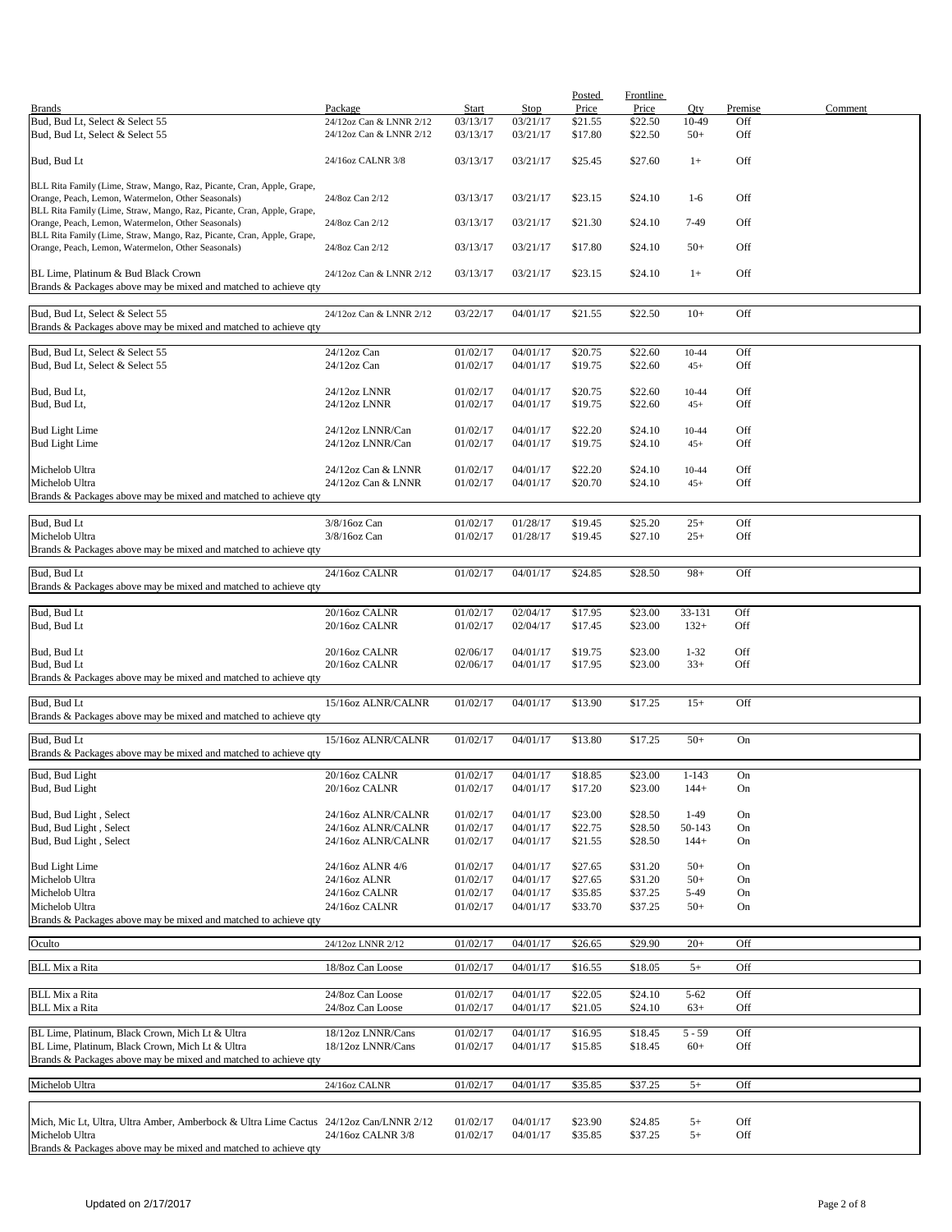| Brands | Package | Start | Stop | Posted Price | Frontline Price | Qty | Premise | Comment |
|---|---|---|---|---|---|---|---|---|
| Bud, Bud Lt, Select & Select 55 | 24/12oz Can & LNNR 2/12 | 03/13/17 | 03/21/17 | $21.55 | $22.50 | 10-49 | Off | |
| Bud, Bud Lt, Select & Select 55 | 24/12oz Can & LNNR 2/12 | 03/13/17 | 03/21/17 | $17.80 | $22.50 | 50+ | Off | |
| Bud, Bud Lt | 24/16oz CALNR 3/8 | 03/13/17 | 03/21/17 | $25.45 | $27.60 | 1+ | Off | |
| BLL Rita Family (Lime, Straw, Mango, Raz, Picante, Cran, Apple, Grape, Orange, Peach, Lemon, Watermelon, Other Seasonals) | 24/8oz Can 2/12 | 03/13/17 | 03/21/17 | $23.15 | $24.10 | 1-6 | Off | |
| BLL Rita Family (Lime, Straw, Mango, Raz, Picante, Cran, Apple, Grape, Orange, Peach, Lemon, Watermelon, Other Seasonals) | 24/8oz Can 2/12 | 03/13/17 | 03/21/17 | $21.30 | $24.10 | 7-49 | Off | |
| BLL Rita Family (Lime, Straw, Mango, Raz, Picante, Cran, Apple, Grape, Orange, Peach, Lemon, Watermelon, Other Seasonals) | 24/8oz Can 2/12 | 03/13/17 | 03/21/17 | $17.80 | $24.10 | 50+ | Off | |
| BL Lime, Platinum & Bud Black Crown | 24/12oz Can & LNNR 2/12 | 03/13/17 | 03/21/17 | $23.15 | $24.10 | 1+ | Off | |
| Brands & Packages above may be mixed and matched to achieve qty | | | | | | | | |
| Bud, Bud Lt, Select & Select 55 | 24/12oz Can & LNNR 2/12 | 03/22/17 | 04/01/17 | $21.55 | $22.50 | 10+ | Off | |
| Brands & Packages above may be mixed and matched to achieve qty | | | | | | | | |
| Bud, Bud Lt, Select & Select 55 | 24/12oz Can | 01/02/17 | 04/01/17 | $20.75 | $22.60 | 10-44 | Off | |
| Bud, Bud Lt, Select & Select 55 | 24/12oz Can | 01/02/17 | 04/01/17 | $19.75 | $22.60 | 45+ | Off | |
| Bud, Bud Lt, | 24/12oz LNNR | 01/02/17 | 04/01/17 | $20.75 | $22.60 | 10-44 | Off | |
| Bud, Bud Lt, | 24/12oz LNNR | 01/02/17 | 04/01/17 | $19.75 | $22.60 | 45+ | Off | |
| Bud Light Lime | 24/12oz LNNR/Can | 01/02/17 | 04/01/17 | $22.20 | $24.10 | 10-44 | Off | |
| Bud Light Lime | 24/12oz LNNR/Can | 01/02/17 | 04/01/17 | $19.75 | $24.10 | 45+ | Off | |
| Michelob Ultra | 24/12oz Can & LNNR | 01/02/17 | 04/01/17 | $22.20 | $24.10 | 10-44 | Off | |
| Michelob Ultra | 24/12oz Can & LNNR | 01/02/17 | 04/01/17 | $20.70 | $24.10 | 45+ | Off | |
| Brands & Packages above may be mixed and matched to achieve qty | | | | | | | | |
| Bud, Bud Lt | 3/8/16oz Can | 01/02/17 | 01/28/17 | $19.45 | $25.20 | 25+ | Off | |
| Michelob Ultra | 3/8/16oz Can | 01/02/17 | 01/28/17 | $19.45 | $27.10 | 25+ | Off | |
| Brands & Packages above may be mixed and matched to achieve qty | | | | | | | | |
| Bud, Bud Lt | 24/16oz CALNR | 01/02/17 | 04/01/17 | $24.85 | $28.50 | 98+ | Off | |
| Brands & Packages above may be mixed and matched to achieve qty | | | | | | | | |
| Bud, Bud Lt | 20/16oz CALNR | 01/02/17 | 02/04/17 | $17.95 | $23.00 | 33-131 | Off | |
| Bud, Bud Lt | 20/16oz CALNR | 01/02/17 | 02/04/17 | $17.45 | $23.00 | 132+ | Off | |
| Bud, Bud Lt | 20/16oz CALNR | 02/06/17 | 04/01/17 | $19.75 | $23.00 | 1-32 | Off | |
| Bud, Bud Lt | 20/16oz CALNR | 02/06/17 | 04/01/17 | $17.95 | $23.00 | 33+ | Off | |
| Brands & Packages above may be mixed and matched to achieve qty | | | | | | | | |
| Bud, Bud Lt | 15/16oz ALNR/CALNR | 01/02/17 | 04/01/17 | $13.90 | $17.25 | 15+ | Off | |
| Brands & Packages above may be mixed and matched to achieve qty | | | | | | | | |
| Bud, Bud Lt | 15/16oz ALNR/CALNR | 01/02/17 | 04/01/17 | $13.80 | $17.25 | 50+ | On | |
| Brands & Packages above may be mixed and matched to achieve qty | | | | | | | | |
| Bud, Bud Light | 20/16oz CALNR | 01/02/17 | 04/01/17 | $18.85 | $23.00 | 1-143 | On | |
| Bud, Bud Light | 20/16oz CALNR | 01/02/17 | 04/01/17 | $17.20 | $23.00 | 144+ | On | |
| Bud, Bud Light , Select | 24/16oz ALNR/CALNR | 01/02/17 | 04/01/17 | $23.00 | $28.50 | 1-49 | On | |
| Bud, Bud Light , Select | 24/16oz ALNR/CALNR | 01/02/17 | 04/01/17 | $22.75 | $28.50 | 50-143 | On | |
| Bud, Bud Light , Select | 24/16oz ALNR/CALNR | 01/02/17 | 04/01/17 | $21.55 | $28.50 | 144+ | On | |
| Bud Light Lime | 24/16oz ALNR 4/6 | 01/02/17 | 04/01/17 | $27.65 | $31.20 | 50+ | On | |
| Michelob Ultra | 24/16oz ALNR | 01/02/17 | 04/01/17 | $27.65 | $31.20 | 50+ | On | |
| Michelob Ultra | 24/16oz CALNR | 01/02/17 | 04/01/17 | $35.85 | $37.25 | 5-49 | On | |
| Michelob Ultra | 24/16oz CALNR | 01/02/17 | 04/01/17 | $33.70 | $37.25 | 50+ | On | |
| Brands & Packages above may be mixed and matched to achieve qty | | | | | | | | |
| Oculto | 24/12oz LNNR 2/12 | 01/02/17 | 04/01/17 | $26.65 | $29.90 | 20+ | Off | |
| BLL Mix a Rita | 18/8oz Can Loose | 01/02/17 | 04/01/17 | $16.55 | $18.05 | 5+ | Off | |
| BLL Mix a Rita | 24/8oz Can Loose | 01/02/17 | 04/01/17 | $22.05 | $24.10 | 5-62 | Off | |
| BLL Mix a Rita | 24/8oz Can Loose | 01/02/17 | 04/01/17 | $21.05 | $24.10 | 63+ | Off | |
| BL Lime, Platinum, Black Crown, Mich Lt & Ultra | 18/12oz LNNR/Cans | 01/02/17 | 04/01/17 | $16.95 | $18.45 | 5 - 59 | Off | |
| BL Lime, Platinum, Black Crown, Mich Lt & Ultra | 18/12oz LNNR/Cans | 01/02/17 | 04/01/17 | $15.85 | $18.45 | 60+ | Off | |
| Brands & Packages above may be mixed and matched to achieve qty | | | | | | | | |
| Michelob Ultra | 24/16oz CALNR | 01/02/17 | 04/01/17 | $35.85 | $37.25 | 5+ | Off | |
| Mich, Mic Lt, Ultra, Ultra Amber, Amberbock & Ultra Lime Cactus | 24/12oz Can/LNNR 2/12 | 01/02/17 | 04/01/17 | $23.90 | $24.85 | 5+ | Off | |
| Michelob Ultra | 24/16oz CALNR 3/8 | 01/02/17 | 04/01/17 | $35.85 | $37.25 | 5+ | Off | |
| Brands & Packages above may be mixed and matched to achieve qty | | | | | | | | |

Updated on 2/17/2017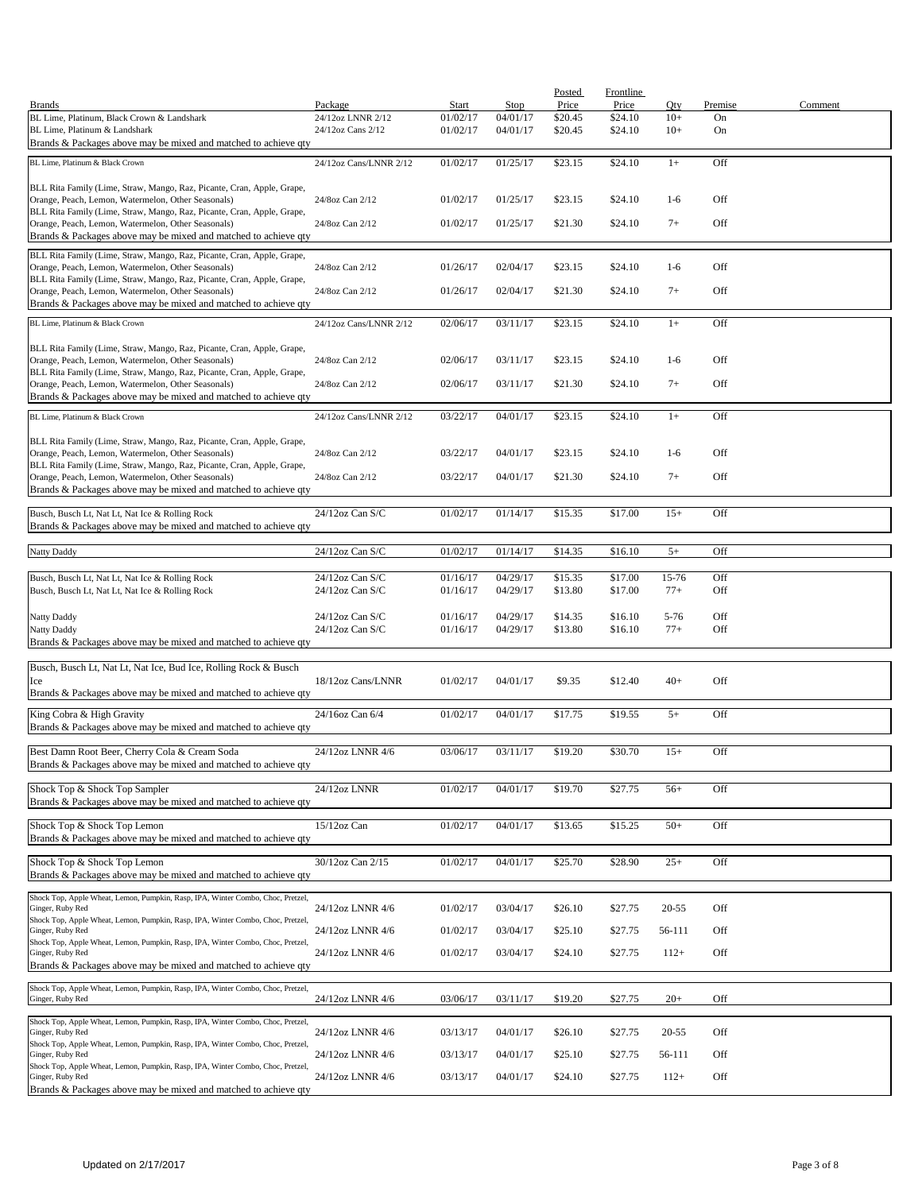| Brands | Package | Start | Stop | Posted Price | Frontline Price | Qty | Premise | Comment |
|---|---|---|---|---|---|---|---|---|
| BL Lime, Platinum, Black Crown & Landshark | 24/12oz LNNR 2/12 | 01/02/17 | 04/01/17 | $20.45 | $24.10 | 10+ | On | |
| BL Lime, Platinum & Landshark | 24/12oz Cans 2/12 | 01/02/17 | 04/01/17 | $20.45 | $24.10 | 10+ | On | |
| Brands & Packages above may be mixed and matched to achieve qty | | | | | | | | |
| BL Lime, Platinum & Black Crown | 24/12oz Cans/LNNR 2/12 | 01/02/17 | 01/25/17 | $23.15 | $24.10 | 1+ | Off | |
| BLL Rita Family (Lime, Straw, Mango, Raz, Picante, Cran, Apple, Grape, Orange, Peach, Lemon, Watermelon, Other Seasonals) | 24/8oz Can 2/12 | 01/02/17 | 01/25/17 | $23.15 | $24.10 | 1-6 | Off | |
| BLL Rita Family (Lime, Straw, Mango, Raz, Picante, Cran, Apple, Grape, Orange, Peach, Lemon, Watermelon, Other Seasonals) | 24/8oz Can 2/12 | 01/02/17 | 01/25/17 | $21.30 | $24.10 | 7+ | Off | |
| Brands & Packages above may be mixed and matched to achieve qty | | | | | | | | |
| BLL Rita Family (Lime, Straw, Mango, Raz, Picante, Cran, Apple, Grape, Orange, Peach, Lemon, Watermelon, Other Seasonals) | 24/8oz Can 2/12 | 01/26/17 | 02/04/17 | $23.15 | $24.10 | 1-6 | Off | |
| BLL Rita Family (Lime, Straw, Mango, Raz, Picante, Cran, Apple, Grape, Orange, Peach, Lemon, Watermelon, Other Seasonals) | 24/8oz Can 2/12 | 01/26/17 | 02/04/17 | $21.30 | $24.10 | 7+ | Off | |
| Brands & Packages above may be mixed and matched to achieve qty | | | | | | | | |
| BL Lime, Platinum & Black Crown | 24/12oz Cans/LNNR 2/12 | 02/06/17 | 03/11/17 | $23.15 | $24.10 | 1+ | Off | |
| BLL Rita Family (Lime, Straw, Mango, Raz, Picante, Cran, Apple, Grape, Orange, Peach, Lemon, Watermelon, Other Seasonals) | 24/8oz Can 2/12 | 02/06/17 | 03/11/17 | $23.15 | $24.10 | 1-6 | Off | |
| BLL Rita Family (Lime, Straw, Mango, Raz, Picante, Cran, Apple, Grape, Orange, Peach, Lemon, Watermelon, Other Seasonals) | 24/8oz Can 2/12 | 02/06/17 | 03/11/17 | $21.30 | $24.10 | 7+ | Off | |
| Brands & Packages above may be mixed and matched to achieve qty | | | | | | | | |
| BL Lime, Platinum & Black Crown | 24/12oz Cans/LNNR 2/12 | 03/22/17 | 04/01/17 | $23.15 | $24.10 | 1+ | Off | |
| BLL Rita Family (Lime, Straw, Mango, Raz, Picante, Cran, Apple, Grape, Orange, Peach, Lemon, Watermelon, Other Seasonals) | 24/8oz Can 2/12 | 03/22/17 | 04/01/17 | $23.15 | $24.10 | 1-6 | Off | |
| BLL Rita Family (Lime, Straw, Mango, Raz, Picante, Cran, Apple, Grape, Orange, Peach, Lemon, Watermelon, Other Seasonals) | 24/8oz Can 2/12 | 03/22/17 | 04/01/17 | $21.30 | $24.10 | 7+ | Off | |
| Brands & Packages above may be mixed and matched to achieve qty | | | | | | | | |
| Busch, Busch Lt, Nat Lt, Nat Ice & Rolling Rock | 24/12oz Can S/C | 01/02/17 | 01/14/17 | $15.35 | $17.00 | 15+ | Off | |
| Brands & Packages above may be mixed and matched to achieve qty | | | | | | | | |
| Natty Daddy | 24/12oz Can S/C | 01/02/17 | 01/14/17 | $14.35 | $16.10 | 5+ | Off | |
| Busch, Busch Lt, Nat Lt, Nat Ice & Rolling Rock | 24/12oz Can S/C | 01/16/17 | 04/29/17 | $15.35 | $17.00 | 15-76 | Off | |
| Busch, Busch Lt, Nat Lt, Nat Ice & Rolling Rock | 24/12oz Can S/C | 01/16/17 | 04/29/17 | $13.80 | $17.00 | 77+ | Off | |
| Natty Daddy | 24/12oz Can S/C | 01/16/17 | 04/29/17 | $14.35 | $16.10 | 5-76 | Off | |
| Natty Daddy | 24/12oz Can S/C | 01/16/17 | 04/29/17 | $13.80 | $16.10 | 77+ | Off | |
| Brands & Packages above may be mixed and matched to achieve qty | | | | | | | | |
| Busch, Busch Lt, Nat Lt, Nat Ice, Bud Ice, Rolling Rock & Busch Ice | 18/12oz Cans/LNNR | 01/02/17 | 04/01/17 | $9.35 | $12.40 | 40+ | Off | |
| Brands & Packages above may be mixed and matched to achieve qty | | | | | | | | |
| King Cobra & High Gravity | 24/16oz Can 6/4 | 01/02/17 | 04/01/17 | $17.75 | $19.55 | 5+ | Off | |
| Brands & Packages above may be mixed and matched to achieve qty | | | | | | | | |
| Best Damn Root Beer, Cherry Cola & Cream Soda | 24/12oz LNNR 4/6 | 03/06/17 | 03/11/17 | $19.20 | $30.70 | 15+ | Off | |
| Brands & Packages above may be mixed and matched to achieve qty | | | | | | | | |
| Shock Top & Shock Top Sampler | 24/12oz LNNR | 01/02/17 | 04/01/17 | $19.70 | $27.75 | 56+ | Off | |
| Brands & Packages above may be mixed and matched to achieve qty | | | | | | | | |
| Shock Top & Shock Top Lemon | 15/12oz Can | 01/02/17 | 04/01/17 | $13.65 | $15.25 | 50+ | Off | |
| Brands & Packages above may be mixed and matched to achieve qty | | | | | | | | |
| Shock Top & Shock Top Lemon | 30/12oz Can 2/15 | 01/02/17 | 04/01/17 | $25.70 | $28.90 | 25+ | Off | |
| Brands & Packages above may be mixed and matched to achieve qty | | | | | | | | |
| Shock Top, Apple Wheat, Lemon, Pumpkin, Rasp, IPA, Winter Combo, Choc, Pretzel, Ginger, Ruby Red | 24/12oz LNNR 4/6 | 01/02/17 | 03/04/17 | $26.10 | $27.75 | 20-55 | Off | |
| Shock Top, Apple Wheat, Lemon, Pumpkin, Rasp, IPA, Winter Combo, Choc, Pretzel, Ginger, Ruby Red | 24/12oz LNNR 4/6 | 01/02/17 | 03/04/17 | $25.10 | $27.75 | 56-111 | Off | |
| Shock Top, Apple Wheat, Lemon, Pumpkin, Rasp, IPA, Winter Combo, Choc, Pretzel, Ginger, Ruby Red | 24/12oz LNNR 4/6 | 01/02/17 | 03/04/17 | $24.10 | $27.75 | 112+ | Off | |
| Brands & Packages above may be mixed and matched to achieve qty | | | | | | | | |
| Shock Top, Apple Wheat, Lemon, Pumpkin, Rasp, IPA, Winter Combo, Choc, Pretzel, Ginger, Ruby Red | 24/12oz LNNR 4/6 | 03/06/17 | 03/11/17 | $19.20 | $27.75 | 20+ | Off | |
| Shock Top, Apple Wheat, Lemon, Pumpkin, Rasp, IPA, Winter Combo, Choc, Pretzel, Ginger, Ruby Red | 24/12oz LNNR 4/6 | 03/13/17 | 04/01/17 | $26.10 | $27.75 | 20-55 | Off | |
| Shock Top, Apple Wheat, Lemon, Pumpkin, Rasp, IPA, Winter Combo, Choc, Pretzel, Ginger, Ruby Red | 24/12oz LNNR 4/6 | 03/13/17 | 04/01/17 | $25.10 | $27.75 | 56-111 | Off | |
| Shock Top, Apple Wheat, Lemon, Pumpkin, Rasp, IPA, Winter Combo, Choc, Pretzel, Ginger, Ruby Red | 24/12oz LNNR 4/6 | 03/13/17 | 04/01/17 | $24.10 | $27.75 | 112+ | Off | |
| Brands & Packages above may be mixed and matched to achieve qty | | | | | | | | |

Updated on 2/17/2017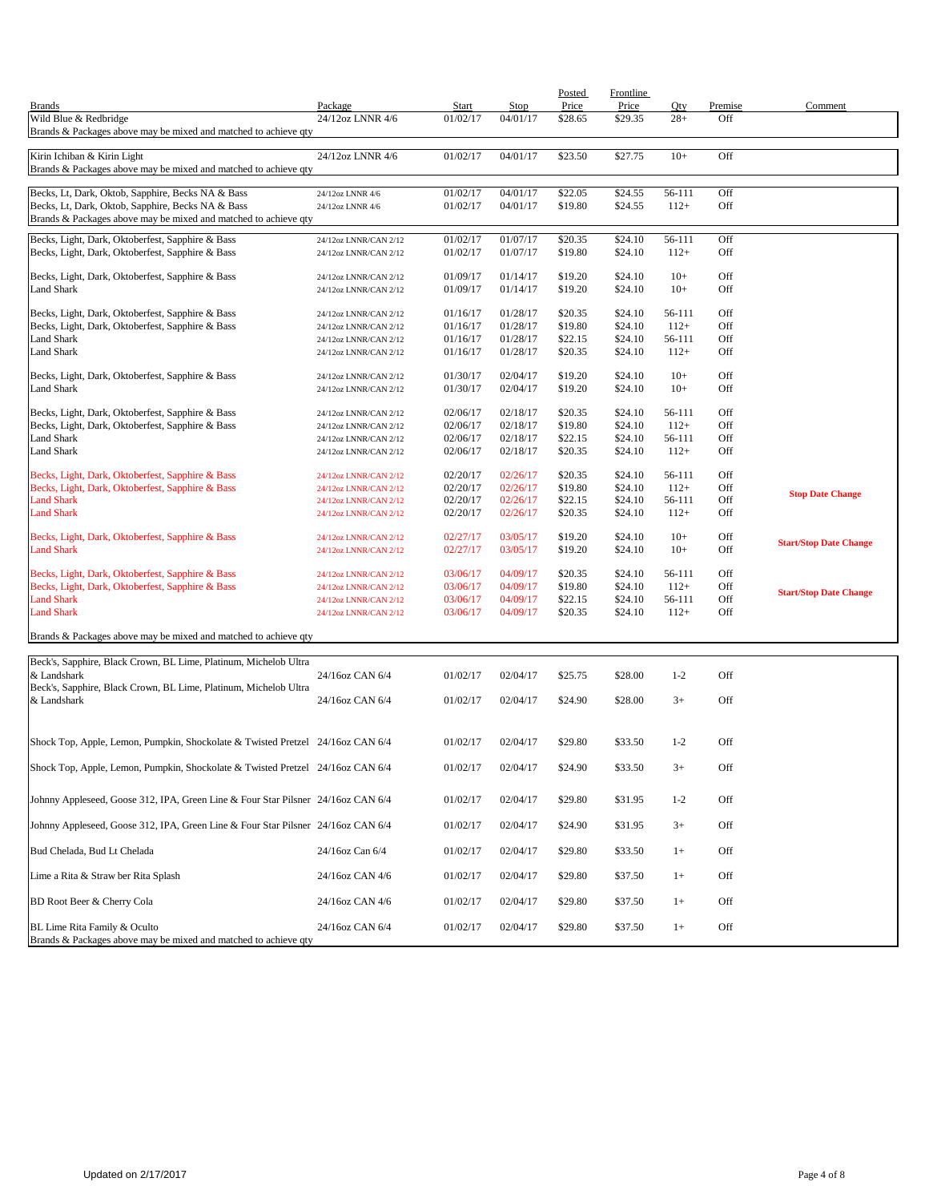| Brands | Package | Start | Stop | Posted Price | Frontline Price | Qty | Premise | Comment |
|---|---|---|---|---|---|---|---|---|
| Wild Blue & Redbridge | 24/12oz LNNR 4/6 | 01/02/17 | 04/01/17 | $28.65 | $29.35 | 28+ | Off | |
| Brands & Packages above may be mixed and matched to achieve qty | | | | | | | | |
| Kirin Ichiban & Kirin Light | 24/12oz LNNR 4/6 | 01/02/17 | 04/01/17 | $23.50 | $27.75 | 10+ | Off | |
| Brands & Packages above may be mixed and matched to achieve qty | | | | | | | | |
| Becks, Lt, Dark, Oktob, Sapphire, Becks NA & Bass | 24/12oz LNNR 4/6 | 01/02/17 | 04/01/17 | $22.05 | $24.55 | 56-111 | Off | |
| Becks, Lt, Dark, Oktob, Sapphire, Becks NA & Bass | 24/12oz LNNR 4/6 | 01/02/17 | 04/01/17 | $19.80 | $24.55 | 112+ | Off | |
| Brands & Packages above may be mixed and matched to achieve qty | | | | | | | | |
| Becks, Light, Dark, Oktoberfest, Sapphire & Bass | 24/12oz LNNR/CAN 2/12 | 01/02/17 | 01/07/17 | $20.35 | $24.10 | 56-111 | Off | |
| Becks, Light, Dark, Oktoberfest, Sapphire & Bass | 24/12oz LNNR/CAN 2/12 | 01/02/17 | 01/07/17 | $19.80 | $24.10 | 112+ | Off | |
| Becks, Light, Dark, Oktoberfest, Sapphire & Bass | 24/12oz LNNR/CAN 2/12 | 01/09/17 | 01/14/17 | $19.20 | $24.10 | 10+ | Off | |
| Land Shark | 24/12oz LNNR/CAN 2/12 | 01/09/17 | 01/14/17 | $19.20 | $24.10 | 10+ | Off | |
| Becks, Light, Dark, Oktoberfest, Sapphire & Bass | 24/12oz LNNR/CAN 2/12 | 01/16/17 | 01/28/17 | $20.35 | $24.10 | 56-111 | Off | |
| Becks, Light, Dark, Oktoberfest, Sapphire & Bass | 24/12oz LNNR/CAN 2/12 | 01/16/17 | 01/28/17 | $19.80 | $24.10 | 112+ | Off | |
| Land Shark | 24/12oz LNNR/CAN 2/12 | 01/16/17 | 01/28/17 | $22.15 | $24.10 | 56-111 | Off | |
| Land Shark | 24/12oz LNNR/CAN 2/12 | 01/16/17 | 01/28/17 | $20.35 | $24.10 | 112+ | Off | |
| Becks, Light, Dark, Oktoberfest, Sapphire & Bass | 24/12oz LNNR/CAN 2/12 | 01/30/17 | 02/04/17 | $19.20 | $24.10 | 10+ | Off | |
| Land Shark | 24/12oz LNNR/CAN 2/12 | 01/30/17 | 02/04/17 | $19.20 | $24.10 | 10+ | Off | |
| Becks, Light, Dark, Oktoberfest, Sapphire & Bass | 24/12oz LNNR/CAN 2/12 | 02/06/17 | 02/18/17 | $20.35 | $24.10 | 56-111 | Off | |
| Becks, Light, Dark, Oktoberfest, Sapphire & Bass | 24/12oz LNNR/CAN 2/12 | 02/06/17 | 02/18/17 | $19.80 | $24.10 | 112+ | Off | |
| Land Shark | 24/12oz LNNR/CAN 2/12 | 02/06/17 | 02/18/17 | $22.15 | $24.10 | 56-111 | Off | |
| Land Shark | 24/12oz LNNR/CAN 2/12 | 02/06/17 | 02/18/17 | $20.35 | $24.10 | 112+ | Off | |
| Becks, Light, Dark, Oktoberfest, Sapphire & Bass | 24/12oz LNNR/CAN 2/12 | 02/20/17 | 02/26/17 | $20.35 | $24.10 | 56-111 | Off | |
| Becks, Light, Dark, Oktoberfest, Sapphire & Bass | 24/12oz LNNR/CAN 2/12 | 02/20/17 | 02/26/17 | $19.80 | $24.10 | 112+ | Off | **Stop Date Change** |
| Land Shark | 24/12oz LNNR/CAN 2/12 | 02/20/17 | 02/26/17 | $22.15 | $24.10 | 56-111 | Off | |
| Land Shark | 24/12oz LNNR/CAN 2/12 | 02/20/17 | 02/26/17 | $20.35 | $24.10 | 112+ | Off | |
| Becks, Light, Dark, Oktoberfest, Sapphire & Bass | 24/12oz LNNR/CAN 2/12 | 02/27/17 | 03/05/17 | $19.20 | $24.10 | 10+ | Off | **Start/Stop Date Change** |
| Land Shark | 24/12oz LNNR/CAN 2/12 | 02/27/17 | 03/05/17 | $19.20 | $24.10 | 10+ | Off | |
| Becks, Light, Dark, Oktoberfest, Sapphire & Bass | 24/12oz LNNR/CAN 2/12 | 03/06/17 | 04/09/17 | $20.35 | $24.10 | 56-111 | Off | |
| Becks, Light, Dark, Oktoberfest, Sapphire & Bass | 24/12oz LNNR/CAN 2/12 | 03/06/17 | 04/09/17 | $19.80 | $24.10 | 112+ | Off | **Start/Stop Date Change** |
| Land Shark | 24/12oz LNNR/CAN 2/12 | 03/06/17 | 04/09/17 | $22.15 | $24.10 | 56-111 | Off | |
| Land Shark | 24/12oz LNNR/CAN 2/12 | 03/06/17 | 04/09/17 | $20.35 | $24.10 | 112+ | Off | |
| Brands & Packages above may be mixed and matched to achieve qty | | | | | | | | |
| Beck's, Sapphire, Black Crown, BL Lime, Platinum, Michelob Ultra & Landshark | 24/16oz CAN 6/4 | 01/02/17 | 02/04/17 | $25.75 | $28.00 | 1-2 | Off | |
| Beck's, Sapphire, Black Crown, BL Lime, Platinum, Michelob Ultra & Landshark | 24/16oz CAN 6/4 | 01/02/17 | 02/04/17 | $24.90 | $28.00 | 3+ | Off | |
| Shock Top, Apple, Lemon, Pumpkin, Shockolate & Twisted Pretzel | 24/16oz CAN 6/4 | 01/02/17 | 02/04/17 | $29.80 | $33.50 | 1-2 | Off | |
| Shock Top, Apple, Lemon, Pumpkin, Shockolate & Twisted Pretzel | 24/16oz CAN 6/4 | 01/02/17 | 02/04/17 | $24.90 | $33.50 | 3+ | Off | |
| Johnny Appleseed, Goose 312, IPA, Green Line & Four Star Pilsner | 24/16oz CAN 6/4 | 01/02/17 | 02/04/17 | $29.80 | $31.95 | 1-2 | Off | |
| Johnny Appleseed, Goose 312, IPA, Green Line & Four Star Pilsner | 24/16oz CAN 6/4 | 01/02/17 | 02/04/17 | $24.90 | $31.95 | 3+ | Off | |
| Bud Chelada, Bud Lt Chelada | 24/16oz Can 6/4 | 01/02/17 | 02/04/17 | $29.80 | $33.50 | 1+ | Off | |
| Lime a Rita & Straw ber Rita Splash | 24/16oz CAN 4/6 | 01/02/17 | 02/04/17 | $29.80 | $37.50 | 1+ | Off | |
| BD Root Beer & Cherry Cola | 24/16oz CAN 4/6 | 01/02/17 | 02/04/17 | $29.80 | $37.50 | 1+ | Off | |
| BL Lime Rita Family & Oculto | 24/16oz CAN 6/4 | 01/02/17 | 02/04/17 | $29.80 | $37.50 | 1+ | Off | |
| Brands & Packages above may be mixed and matched to achieve qty | | | | | | | | |

Updated on 2/17/2017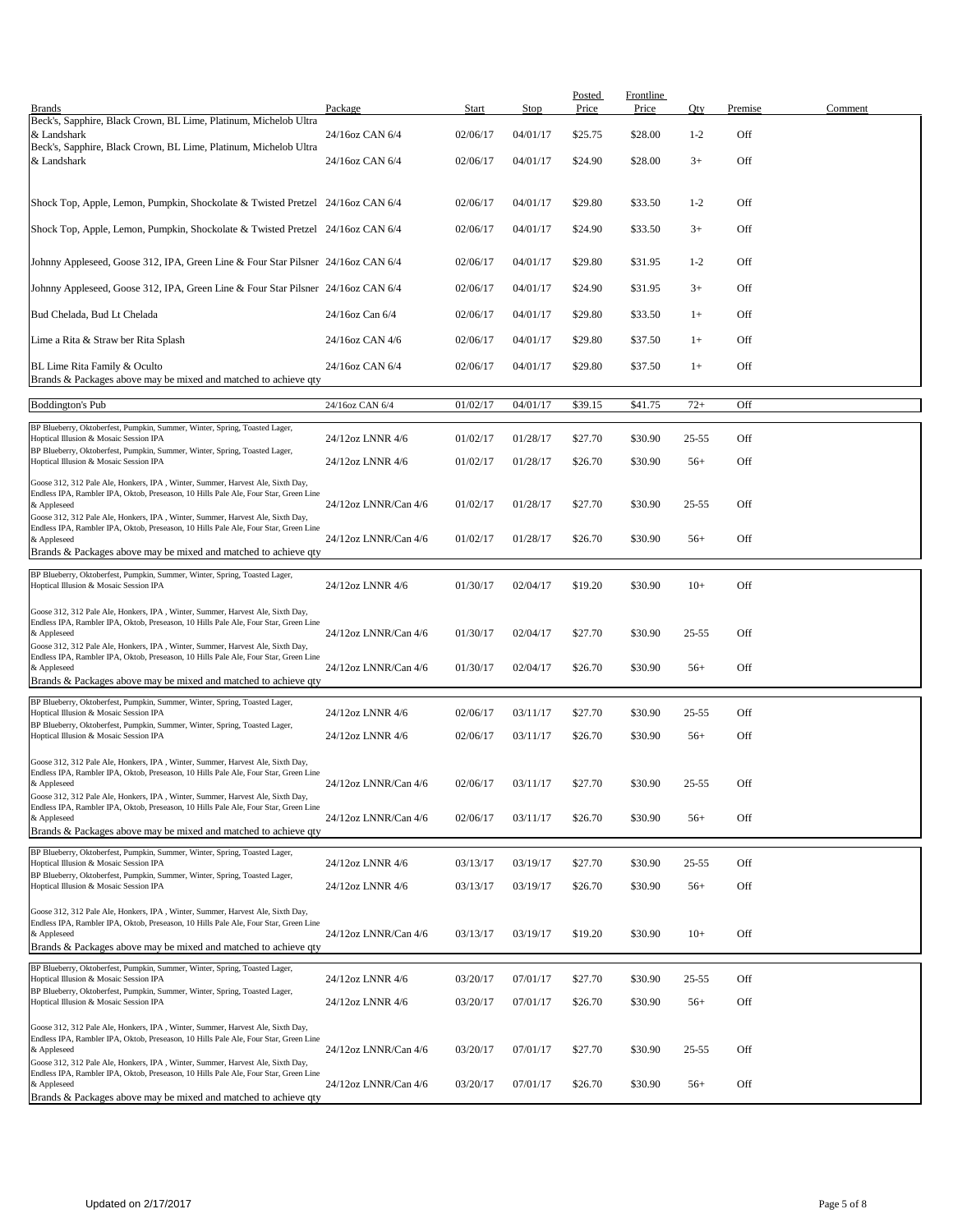| Brands | Package | Start | Stop | Posted Price | Frontline Price | Qty | Premise | Comment |
|---|---|---|---|---|---|---|---|---|
| Beck's, Sapphire, Black Crown, BL Lime, Platinum, Michelob Ultra & Landshark | 24/16oz CAN 6/4 | 02/06/17 | 04/01/17 | $25.75 | $28.00 | 1-2 | Off | |
| Beck's, Sapphire, Black Crown, BL Lime, Platinum, Michelob Ultra & Landshark | 24/16oz CAN 6/4 | 02/06/17 | 04/01/17 | $24.90 | $28.00 | 3+ | Off | |
| Shock Top, Apple, Lemon, Pumpkin, Shockolate & Twisted Pretzel | 24/16oz CAN 6/4 | 02/06/17 | 04/01/17 | $29.80 | $33.50 | 1-2 | Off | |
| Shock Top, Apple, Lemon, Pumpkin, Shockolate & Twisted Pretzel | 24/16oz CAN 6/4 | 02/06/17 | 04/01/17 | $24.90 | $33.50 | 3+ | Off | |
| Johnny Appleseed, Goose 312, IPA, Green Line & Four Star Pilsner | 24/16oz CAN 6/4 | 02/06/17 | 04/01/17 | $29.80 | $31.95 | 1-2 | Off | |
| Johnny Appleseed, Goose 312, IPA, Green Line & Four Star Pilsner | 24/16oz CAN 6/4 | 02/06/17 | 04/01/17 | $24.90 | $31.95 | 3+ | Off | |
| Bud Chelada, Bud Lt Chelada | 24/16oz Can 6/4 | 02/06/17 | 04/01/17 | $29.80 | $33.50 | 1+ | Off | |
| Lime a Rita & Straw ber Rita Splash | 24/16oz CAN 4/6 | 02/06/17 | 04/01/17 | $29.80 | $37.50 | 1+ | Off | |
| BL Lime Rita Family & Oculto | 24/16oz CAN 6/4 | 02/06/17 | 04/01/17 | $29.80 | $37.50 | 1+ | Off | |
| Brands & Packages above may be mixed and matched to achieve qty | | | | | | | | |
| Boddington's Pub | 24/16oz CAN 6/4 | 01/02/17 | 04/01/17 | $39.15 | $41.75 | 72+ | Off | |
| BP Blueberry, Oktoberfest, Pumpkin, Summer, Winter, Spring, Toasted Lager, Hoptical Illusion & Mosaic Session IPA | 24/12oz LNNR 4/6 | 01/02/17 | 01/28/17 | $27.70 | $30.90 | 25-55 | Off | |
| BP Blueberry, Oktoberfest, Pumpkin, Summer, Winter, Spring, Toasted Lager, Hoptical Illusion & Mosaic Session IPA | 24/12oz LNNR 4/6 | 01/02/17 | 01/28/17 | $26.70 | $30.90 | 56+ | Off | |
| Goose 312, 312 Pale Ale, Honkers, IPA , Winter, Summer, Harvest Ale, Sixth Day, Endless IPA, Rambler IPA, Oktob, Preseason, 10 Hills Pale Ale, Four Star, Green Line & Appleseed | 24/12oz LNNR/Can 4/6 | 01/02/17 | 01/28/17 | $27.70 | $30.90 | 25-55 | Off | |
| Goose 312, 312 Pale Ale, Honkers, IPA , Winter, Summer, Harvest Ale, Sixth Day, Endless IPA, Rambler IPA, Oktob, Preseason, 10 Hills Pale Ale, Four Star, Green Line & Appleseed | 24/12oz LNNR/Can 4/6 | 01/02/17 | 01/28/17 | $26.70 | $30.90 | 56+ | Off | |
| Brands & Packages above may be mixed and matched to achieve qty | | | | | | | | |
| BP Blueberry, Oktoberfest, Pumpkin, Summer, Winter, Spring, Toasted Lager, Hoptical Illusion & Mosaic Session IPA | 24/12oz LNNR 4/6 | 01/30/17 | 02/04/17 | $19.20 | $30.90 | 10+ | Off | |
| Goose 312, 312 Pale Ale, Honkers, IPA , Winter, Summer, Harvest Ale, Sixth Day, Endless IPA, Rambler IPA, Oktob, Preseason, 10 Hills Pale Ale, Four Star, Green Line & Appleseed | 24/12oz LNNR/Can 4/6 | 01/30/17 | 02/04/17 | $27.70 | $30.90 | 25-55 | Off | |
| Goose 312, 312 Pale Ale, Honkers, IPA , Winter, Summer, Harvest Ale, Sixth Day, Endless IPA, Rambler IPA, Oktob, Preseason, 10 Hills Pale Ale, Four Star, Green Line & Appleseed | 24/12oz LNNR/Can 4/6 | 01/30/17 | 02/04/17 | $26.70 | $30.90 | 56+ | Off | |
| Brands & Packages above may be mixed and matched to achieve qty | | | | | | | | |
| BP Blueberry, Oktoberfest, Pumpkin, Summer, Winter, Spring, Toasted Lager, Hoptical Illusion & Mosaic Session IPA | 24/12oz LNNR 4/6 | 02/06/17 | 03/11/17 | $27.70 | $30.90 | 25-55 | Off | |
| BP Blueberry, Oktoberfest, Pumpkin, Summer, Winter, Spring, Toasted Lager, Hoptical Illusion & Mosaic Session IPA | 24/12oz LNNR 4/6 | 02/06/17 | 03/11/17 | $26.70 | $30.90 | 56+ | Off | |
| Goose 312, 312 Pale Ale, Honkers, IPA , Winter, Summer, Harvest Ale, Sixth Day, Endless IPA, Rambler IPA, Oktob, Preseason, 10 Hills Pale Ale, Four Star, Green Line & Appleseed | 24/12oz LNNR/Can 4/6 | 02/06/17 | 03/11/17 | $27.70 | $30.90 | 25-55 | Off | |
| Goose 312, 312 Pale Ale, Honkers, IPA , Winter, Summer, Harvest Ale, Sixth Day, Endless IPA, Rambler IPA, Oktob, Preseason, 10 Hills Pale Ale, Four Star, Green Line & Appleseed | 24/12oz LNNR/Can 4/6 | 02/06/17 | 03/11/17 | $26.70 | $30.90 | 56+ | Off | |
| Brands & Packages above may be mixed and matched to achieve qty | | | | | | | | |
| BP Blueberry, Oktoberfest, Pumpkin, Summer, Winter, Spring, Toasted Lager, Hoptical Illusion & Mosaic Session IPA | 24/12oz LNNR 4/6 | 03/13/17 | 03/19/17 | $27.70 | $30.90 | 25-55 | Off | |
| BP Blueberry, Oktoberfest, Pumpkin, Summer, Winter, Spring, Toasted Lager, Hoptical Illusion & Mosaic Session IPA | 24/12oz LNNR 4/6 | 03/13/17 | 03/19/17 | $26.70 | $30.90 | 56+ | Off | |
| Goose 312, 312 Pale Ale, Honkers, IPA , Winter, Summer, Harvest Ale, Sixth Day, Endless IPA, Rambler IPA, Oktob, Preseason, 10 Hills Pale Ale, Four Star, Green Line & Appleseed | 24/12oz LNNR/Can 4/6 | 03/13/17 | 03/19/17 | $19.20 | $30.90 | 10+ | Off | |
| Brands & Packages above may be mixed and matched to achieve qty | | | | | | | | |
| BP Blueberry, Oktoberfest, Pumpkin, Summer, Winter, Spring, Toasted Lager, Hoptical Illusion & Mosaic Session IPA | 24/12oz LNNR 4/6 | 03/20/17 | 07/01/17 | $27.70 | $30.90 | 25-55 | Off | |
| BP Blueberry, Oktoberfest, Pumpkin, Summer, Winter, Spring, Toasted Lager, Hoptical Illusion & Mosaic Session IPA | 24/12oz LNNR 4/6 | 03/20/17 | 07/01/17 | $26.70 | $30.90 | 56+ | Off | |
| Goose 312, 312 Pale Ale, Honkers, IPA , Winter, Summer, Harvest Ale, Sixth Day, Endless IPA, Rambler IPA, Oktob, Preseason, 10 Hills Pale Ale, Four Star, Green Line & Appleseed | 24/12oz LNNR/Can 4/6 | 03/20/17 | 07/01/17 | $27.70 | $30.90 | 25-55 | Off | |
| Goose 312, 312 Pale Ale, Honkers, IPA , Winter, Summer, Harvest Ale, Sixth Day, Endless IPA, Rambler IPA, Oktob, Preseason, 10 Hills Pale Ale, Four Star, Green Line & Appleseed | 24/12oz LNNR/Can 4/6 | 03/20/17 | 07/01/17 | $26.70 | $30.90 | 56+ | Off | |
| Brands & Packages above may be mixed and matched to achieve qty | | | | | | | | |

Updated on 2/17/2017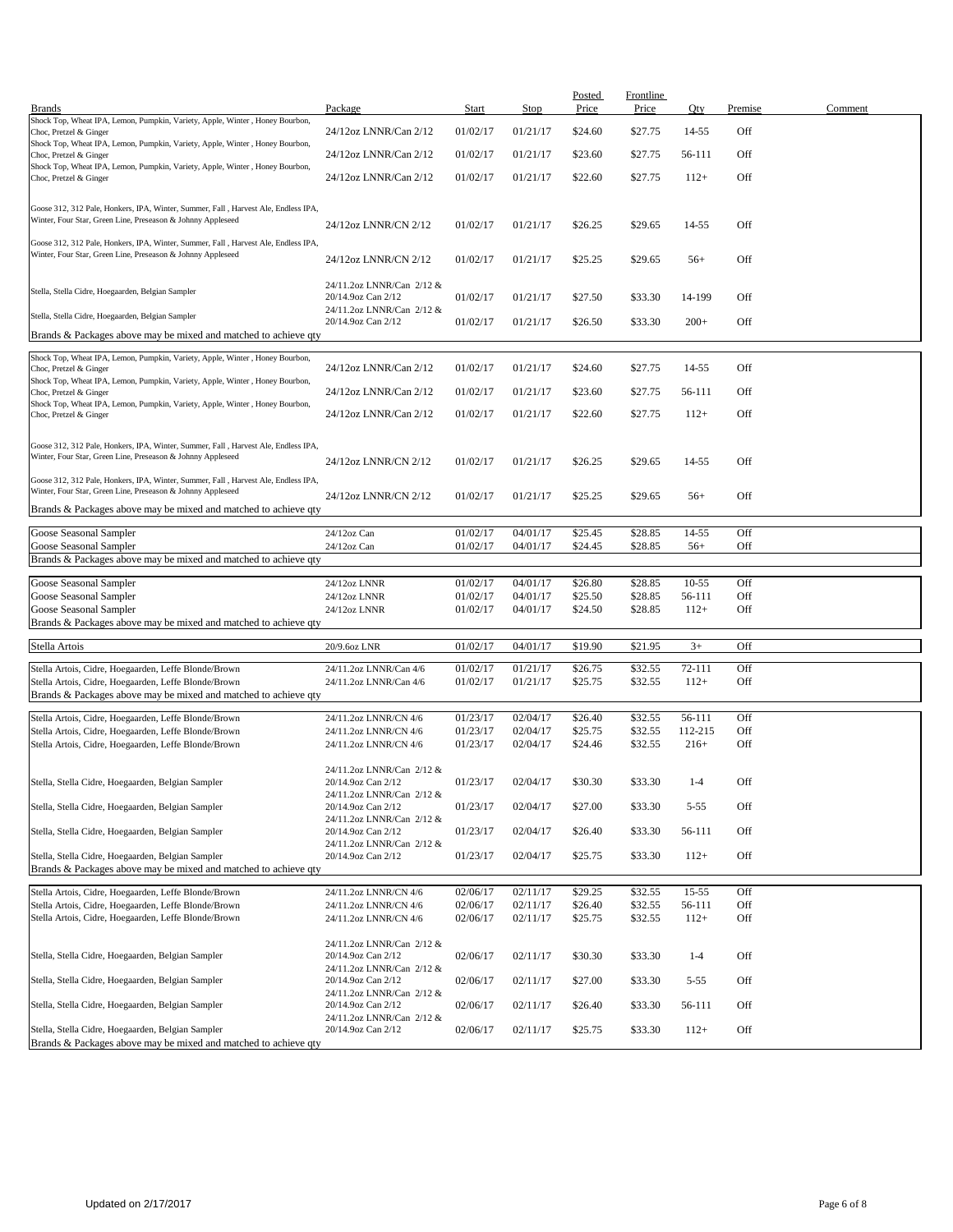| Brands | Package | Start | Stop | Posted Price | Frontline Price | Qty | Premise | Comment |
|---|---|---|---|---|---|---|---|---|
| Shock Top, Wheat IPA, Lemon, Pumpkin, Variety, Apple, Winter , Honey Bourbon, Choc, Pretzel & Ginger | 24/12oz LNNR/Can 2/12 | 01/02/17 | 01/21/17 | $24.60 | $27.75 | 14-55 | Off | |
| Shock Top, Wheat IPA, Lemon, Pumpkin, Variety, Apple, Winter , Honey Bourbon, Choc, Pretzel & Ginger | 24/12oz LNNR/Can 2/12 | 01/02/17 | 01/21/17 | $23.60 | $27.75 | 56-111 | Off | |
| Shock Top, Wheat IPA, Lemon, Pumpkin, Variety, Apple, Winter , Honey Bourbon, Choc, Pretzel & Ginger | 24/12oz LNNR/Can 2/12 | 01/02/17 | 01/21/17 | $22.60 | $27.75 | 112+ | Off | |
| Goose 312, 312 Pale, Honkers, IPA, Winter, Summer, Fall , Harvest Ale, Endless IPA, Winter, Four Star, Green Line, Preseason & Johnny Appleseed | 24/12oz LNNR/CN 2/12 | 01/02/17 | 01/21/17 | $26.25 | $29.65 | 14-55 | Off | |
| Goose 312, 312 Pale, Honkers, IPA, Winter, Summer, Fall , Harvest Ale, Endless IPA, Winter, Four Star, Green Line, Preseason & Johnny Appleseed | 24/12oz LNNR/CN 2/12 | 01/02/17 | 01/21/17 | $25.25 | $29.65 | 56+ | Off | |
| Stella, Stella Cidre, Hoegaarden, Belgian Sampler | 24/11.2oz LNNR/Can 2/12 & 20/14.9oz Can 2/12 | 01/02/17 | 01/21/17 | $27.50 | $33.30 | 14-199 | Off | |
| Stella, Stella Cidre, Hoegaarden, Belgian Sampler | 24/11.2oz LNNR/Can 2/12 & 20/14.9oz Can 2/12 | 01/02/17 | 01/21/17 | $26.50 | $33.30 | 200+ | Off | |
| Brands & Packages above may be mixed and matched to achieve qty | | | | | | | | |
| Shock Top, Wheat IPA, Lemon, Pumpkin, Variety, Apple, Winter , Honey Bourbon, Choc, Pretzel & Ginger | 24/12oz LNNR/Can 2/12 | 01/02/17 | 01/21/17 | $24.60 | $27.75 | 14-55 | Off | |
| Shock Top, Wheat IPA, Lemon, Pumpkin, Variety, Apple, Winter , Honey Bourbon, Choc, Pretzel & Ginger | 24/12oz LNNR/Can 2/12 | 01/02/17 | 01/21/17 | $23.60 | $27.75 | 56-111 | Off | |
| Shock Top, Wheat IPA, Lemon, Pumpkin, Variety, Apple, Winter , Honey Bourbon, Choc, Pretzel & Ginger | 24/12oz LNNR/Can 2/12 | 01/02/17 | 01/21/17 | $22.60 | $27.75 | 112+ | Off | |
| Goose 312, 312 Pale, Honkers, IPA, Winter, Summer, Fall , Harvest Ale, Endless IPA, Winter, Four Star, Green Line, Preseason & Johnny Appleseed | 24/12oz LNNR/CN 2/12 | 01/02/17 | 01/21/17 | $26.25 | $29.65 | 14-55 | Off | |
| Goose 312, 312 Pale, Honkers, IPA, Winter, Summer, Fall , Harvest Ale, Endless IPA, Winter, Four Star, Green Line, Preseason & Johnny Appleseed | 24/12oz LNNR/CN 2/12 | 01/02/17 | 01/21/17 | $25.25 | $29.65 | 56+ | Off | |
| Brands & Packages above may be mixed and matched to achieve qty | | | | | | | | |
| Goose Seasonal Sampler | 24/12oz Can | 01/02/17 | 04/01/17 | $25.45 | $28.85 | 14-55 | Off | |
| Goose Seasonal Sampler | 24/12oz Can | 01/02/17 | 04/01/17 | $24.45 | $28.85 | 56+ | Off | |
| Brands & Packages above may be mixed and matched to achieve qty | | | | | | | | |
| Goose Seasonal Sampler | 24/12oz LNNR | 01/02/17 | 04/01/17 | $26.80 | $28.85 | 10-55 | Off | |
| Goose Seasonal Sampler | 24/12oz LNNR | 01/02/17 | 04/01/17 | $25.50 | $28.85 | 56-111 | Off | |
| Goose Seasonal Sampler | 24/12oz LNNR | 01/02/17 | 04/01/17 | $24.50 | $28.85 | 112+ | Off | |
| Brands & Packages above may be mixed and matched to achieve qty | | | | | | | | |
| Stella Artois | 20/9.6oz LNR | 01/02/17 | 04/01/17 | $19.90 | $21.95 | 3+ | Off | |
| Stella Artois, Cidre, Hoegaarden, Leffe Blonde/Brown | 24/11.2oz LNNR/Can 4/6 | 01/02/17 | 01/21/17 | $26.75 | $32.55 | 72-111 | Off | |
| Stella Artois, Cidre, Hoegaarden, Leffe Blonde/Brown | 24/11.2oz LNNR/Can 4/6 | 01/02/17 | 01/21/17 | $25.75 | $32.55 | 112+ | Off | |
| Brands & Packages above may be mixed and matched to achieve qty | | | | | | | | |
| Stella Artois, Cidre, Hoegaarden, Leffe Blonde/Brown | 24/11.2oz LNNR/CN 4/6 | 01/23/17 | 02/04/17 | $26.40 | $32.55 | 56-111 | Off | |
| Stella Artois, Cidre, Hoegaarden, Leffe Blonde/Brown | 24/11.2oz LNNR/CN 4/6 | 01/23/17 | 02/04/17 | $25.75 | $32.55 | 112-215 | Off | |
| Stella Artois, Cidre, Hoegaarden, Leffe Blonde/Brown | 24/11.2oz LNNR/CN 4/6 | 01/23/17 | 02/04/17 | $24.46 | $32.55 | 216+ | Off | |
| Stella, Stella Cidre, Hoegaarden, Belgian Sampler | 24/11.2oz LNNR/Can 2/12 & 20/14.9oz Can 2/12 | 01/23/17 | 02/04/17 | $30.30 | $33.30 | 1-4 | Off | |
| Stella, Stella Cidre, Hoegaarden, Belgian Sampler | 24/11.2oz LNNR/Can 2/12 & 20/14.9oz Can 2/12 | 01/23/17 | 02/04/17 | $27.00 | $33.30 | 5-55 | Off | |
| Stella, Stella Cidre, Hoegaarden, Belgian Sampler | 24/11.2oz LNNR/Can 2/12 & 20/14.9oz Can 2/12 | 01/23/17 | 02/04/17 | $26.40 | $33.30 | 56-111 | Off | |
| Stella, Stella Cidre, Hoegaarden, Belgian Sampler | 24/11.2oz LNNR/Can 2/12 & 20/14.9oz Can 2/12 | 01/23/17 | 02/04/17 | $25.75 | $33.30 | 112+ | Off | |
| Brands & Packages above may be mixed and matched to achieve qty | | | | | | | | |
| Stella Artois, Cidre, Hoegaarden, Leffe Blonde/Brown | 24/11.2oz LNNR/CN 4/6 | 02/06/17 | 02/11/17 | $29.25 | $32.55 | 15-55 | Off | |
| Stella Artois, Cidre, Hoegaarden, Leffe Blonde/Brown | 24/11.2oz LNNR/CN 4/6 | 02/06/17 | 02/11/17 | $26.40 | $32.55 | 56-111 | Off | |
| Stella Artois, Cidre, Hoegaarden, Leffe Blonde/Brown | 24/11.2oz LNNR/CN 4/6 | 02/06/17 | 02/11/17 | $25.75 | $32.55 | 112+ | Off | |
| Stella, Stella Cidre, Hoegaarden, Belgian Sampler | 24/11.2oz LNNR/Can 2/12 & 20/14.9oz Can 2/12 | 02/06/17 | 02/11/17 | $30.30 | $33.30 | 1-4 | Off | |
| Stella, Stella Cidre, Hoegaarden, Belgian Sampler | 24/11.2oz LNNR/Can 2/12 & 20/14.9oz Can 2/12 | 02/06/17 | 02/11/17 | $27.00 | $33.30 | 5-55 | Off | |
| Stella, Stella Cidre, Hoegaarden, Belgian Sampler | 24/11.2oz LNNR/Can 2/12 & 20/14.9oz Can 2/12 | 02/06/17 | 02/11/17 | $26.40 | $33.30 | 56-111 | Off | |
| Stella, Stella Cidre, Hoegaarden, Belgian Sampler | 24/11.2oz LNNR/Can 2/12 & 20/14.9oz Can 2/12 | 02/06/17 | 02/11/17 | $25.75 | $33.30 | 112+ | Off | |
| Brands & Packages above may be mixed and matched to achieve qty | | | | | | | | |

Updated on 2/17/2017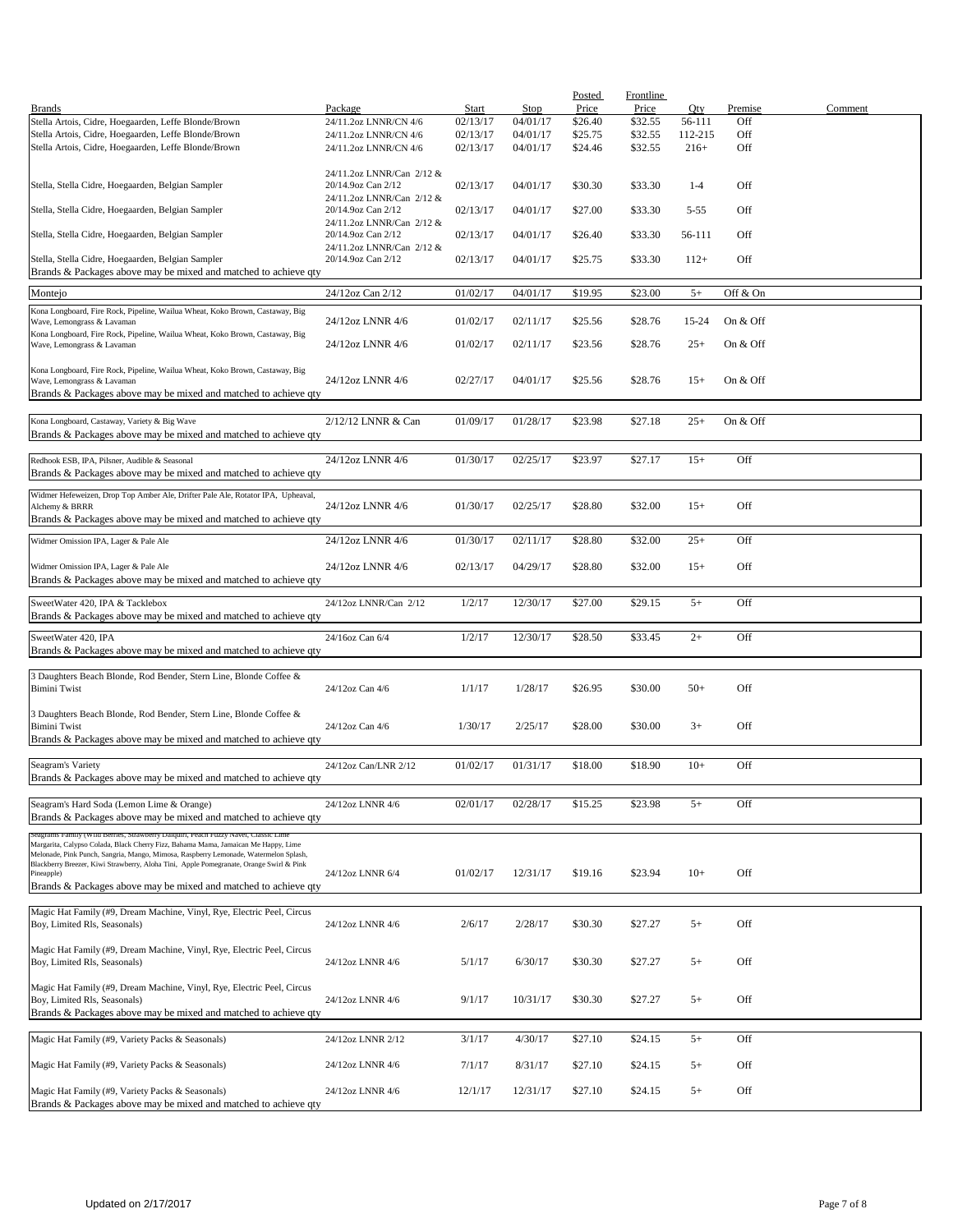| Brands | Package | Start | Stop | Posted Price | Frontline Price | Qty | Premise | Comment |
|---|---|---|---|---|---|---|---|---|
| Stella Artois, Cidre, Hoegaarden, Leffe Blonde/Brown | 24/11.2oz LNNR/CN 4/6 | 02/13/17 | 04/01/17 | $26.40 | $32.55 | 56-111 | Off | |
| Stella Artois, Cidre, Hoegaarden, Leffe Blonde/Brown | 24/11.2oz LNNR/CN 4/6 | 02/13/17 | 04/01/17 | $25.75 | $32.55 | 112-215 | Off | |
| Stella Artois, Cidre, Hoegaarden, Leffe Blonde/Brown | 24/11.2oz LNNR/CN 4/6 | 02/13/17 | 04/01/17 | $24.46 | $32.55 | 216+ | Off | |
| Stella, Stella Cidre, Hoegaarden, Belgian Sampler | 24/11.2oz LNNR/Can 2/12 & 20/14.9oz Can 2/12 | 02/13/17 | 04/01/17 | $30.30 | $33.30 | 1-4 | Off | |
| Stella, Stella Cidre, Hoegaarden, Belgian Sampler | 24/11.2oz LNNR/Can 2/12 & 20/14.9oz Can 2/12 | 02/13/17 | 04/01/17 | $27.00 | $33.30 | 5-55 | Off | |
| Stella, Stella Cidre, Hoegaarden, Belgian Sampler | 24/11.2oz LNNR/Can 2/12 & 20/14.9oz Can 2/12 | 02/13/17 | 04/01/17 | $26.40 | $33.30 | 56-111 | Off | |
| Stella, Stella Cidre, Hoegaarden, Belgian Sampler | 24/11.2oz LNNR/Can 2/12 & 20/14.9oz Can 2/12 | 02/13/17 | 04/01/17 | $25.75 | $33.30 | 112+ | Off | |
| Brands & Packages above may be mixed and matched to achieve qty | | | | | | | | |
| Montejo | 24/12oz Can 2/12 | 01/02/17 | 04/01/17 | $19.95 | $23.00 | 5+ | Off & On | |
| Kona Longboard, Fire Rock, Pipeline, Wailua Wheat, Koko Brown, Castaway, Big Wave, Lemongrass & Lavaman | 24/12oz LNNR 4/6 | 01/02/17 | 02/11/17 | $25.56 | $28.76 | 15-24 | On & Off | |
| Kona Longboard, Fire Rock, Pipeline, Wailua Wheat, Koko Brown, Castaway, Big Wave, Lemongrass & Lavaman | 24/12oz LNNR 4/6 | 01/02/17 | 02/11/17 | $23.56 | $28.76 | 25+ | On & Off | |
| Kona Longboard, Fire Rock, Pipeline, Wailua Wheat, Koko Brown, Castaway, Big Wave, Lemongrass & Lavaman | 24/12oz LNNR 4/6 | 02/27/17 | 04/01/17 | $25.56 | $28.76 | 15+ | On & Off | |
| Brands & Packages above may be mixed and matched to achieve qty | | | | | | | | |
| Kona Longboard, Castaway, Variety & Big Wave | 2/12/12 LNNR & Can | 01/09/17 | 01/28/17 | $23.98 | $27.18 | 25+ | On & Off | |
| Brands & Packages above may be mixed and matched to achieve qty | | | | | | | | |
| Redhook ESB, IPA, Pilsner, Audible & Seasonal | 24/12oz LNNR 4/6 | 01/30/17 | 02/25/17 | $23.97 | $27.17 | 15+ | Off | |
| Brands & Packages above may be mixed and matched to achieve qty | | | | | | | | |
| Widmer Hefeweizen, Drop Top Amber Ale, Drifter Pale Ale, Rotator IPA, Upheaval, Alchemy & BRRR | 24/12oz LNNR 4/6 | 01/30/17 | 02/25/17 | $28.80 | $32.00 | 15+ | Off | |
| Brands & Packages above may be mixed and matched to achieve qty | | | | | | | | |
| Widmer Omission IPA, Lager & Pale Ale | 24/12oz LNNR 4/6 | 01/30/17 | 02/11/17 | $28.80 | $32.00 | 25+ | Off | |
| Widmer Omission IPA, Lager & Pale Ale | 24/12oz LNNR 4/6 | 02/13/17 | 04/29/17 | $28.80 | $32.00 | 15+ | Off | |
| Brands & Packages above may be mixed and matched to achieve qty | | | | | | | | |
| SweetWater 420, IPA & Tacklebox | 24/12oz LNNR/Can 2/12 | 1/2/17 | 12/30/17 | $27.00 | $29.15 | 5+ | Off | |
| Brands & Packages above may be mixed and matched to achieve qty | | | | | | | | |
| SweetWater 420, IPA | 24/16oz Can 6/4 | 1/2/17 | 12/30/17 | $28.50 | $33.45 | 2+ | Off | |
| Brands & Packages above may be mixed and matched to achieve qty | | | | | | | | |
| 3 Daughters Beach Blonde, Rod Bender, Stern Line, Blonde Coffee & Bimini Twist | 24/12oz Can 4/6 | 1/1/17 | 1/28/17 | $26.95 | $30.00 | 50+ | Off | |
| 3 Daughters Beach Blonde, Rod Bender, Stern Line, Blonde Coffee & Bimini Twist | 24/12oz Can 4/6 | 1/30/17 | 2/25/17 | $28.00 | $30.00 | 3+ | Off | |
| Brands & Packages above may be mixed and matched to achieve qty | | | | | | | | |
| Seagram's Variety | 24/12oz Can/LNR 2/12 | 01/02/17 | 01/31/17 | $18.00 | $18.90 | 10+ | Off | |
| Brands & Packages above may be mixed and matched to achieve qty | | | | | | | | |
| Seagram's Hard Soda (Lemon Lime & Orange) | 24/12oz LNNR 4/6 | 02/01/17 | 02/28/17 | $15.25 | $23.98 | 5+ | Off | |
| Brands & Packages above may be mixed and matched to achieve qty | | | | | | | | |
| Seagrams Family (Wild Berries, Strawberry Daiquiri, Peach Fuzzy Navel, Classic Lime Margarita, Calypso Colada, Black Cherry Fizz, Bahama Mama, Jamaican Me Happy, Lime Melonade, Pink Punch, Sangria, Mango, Mimosa, Raspberry Lemonade, Watermelon Splash, Blackberry Breezer, Kiwi Strawberry, Aloha Tini, Apple Pomegranate, Orange Swirl & Pink Pineapple) | 24/12oz LNNR 6/4 | 01/02/17 | 12/31/17 | $19.16 | $23.94 | 10+ | Off | |
| Brands & Packages above may be mixed and matched to achieve qty | | | | | | | | |
| Magic Hat Family (#9, Dream Machine, Vinyl, Rye, Electric Peel, Circus Boy, Limited Rls, Seasonals) | 24/12oz LNNR 4/6 | 2/6/17 | 2/28/17 | $30.30 | $27.27 | 5+ | Off | |
| Magic Hat Family (#9, Dream Machine, Vinyl, Rye, Electric Peel, Circus Boy, Limited Rls, Seasonals) | 24/12oz LNNR 4/6 | 5/1/17 | 6/30/17 | $30.30 | $27.27 | 5+ | Off | |
| Magic Hat Family (#9, Dream Machine, Vinyl, Rye, Electric Peel, Circus Boy, Limited Rls, Seasonals) | 24/12oz LNNR 4/6 | 9/1/17 | 10/31/17 | $30.30 | $27.27 | 5+ | Off | |
| Brands & Packages above may be mixed and matched to achieve qty | | | | | | | | |
| Magic Hat Family (#9, Variety Packs & Seasonals) | 24/12oz LNNR 2/12 | 3/1/17 | 4/30/17 | $27.10 | $24.15 | 5+ | Off | |
| Magic Hat Family (#9, Variety Packs & Seasonals) | 24/12oz LNNR 4/6 | 7/1/17 | 8/31/17 | $27.10 | $24.15 | 5+ | Off | |
| Magic Hat Family (#9, Variety Packs & Seasonals) | 24/12oz LNNR 4/6 | 12/1/17 | 12/31/17 | $27.10 | $24.15 | 5+ | Off | |
| Brands & Packages above may be mixed and matched to achieve qty | | | | | | | | |

Updated on 2/17/2017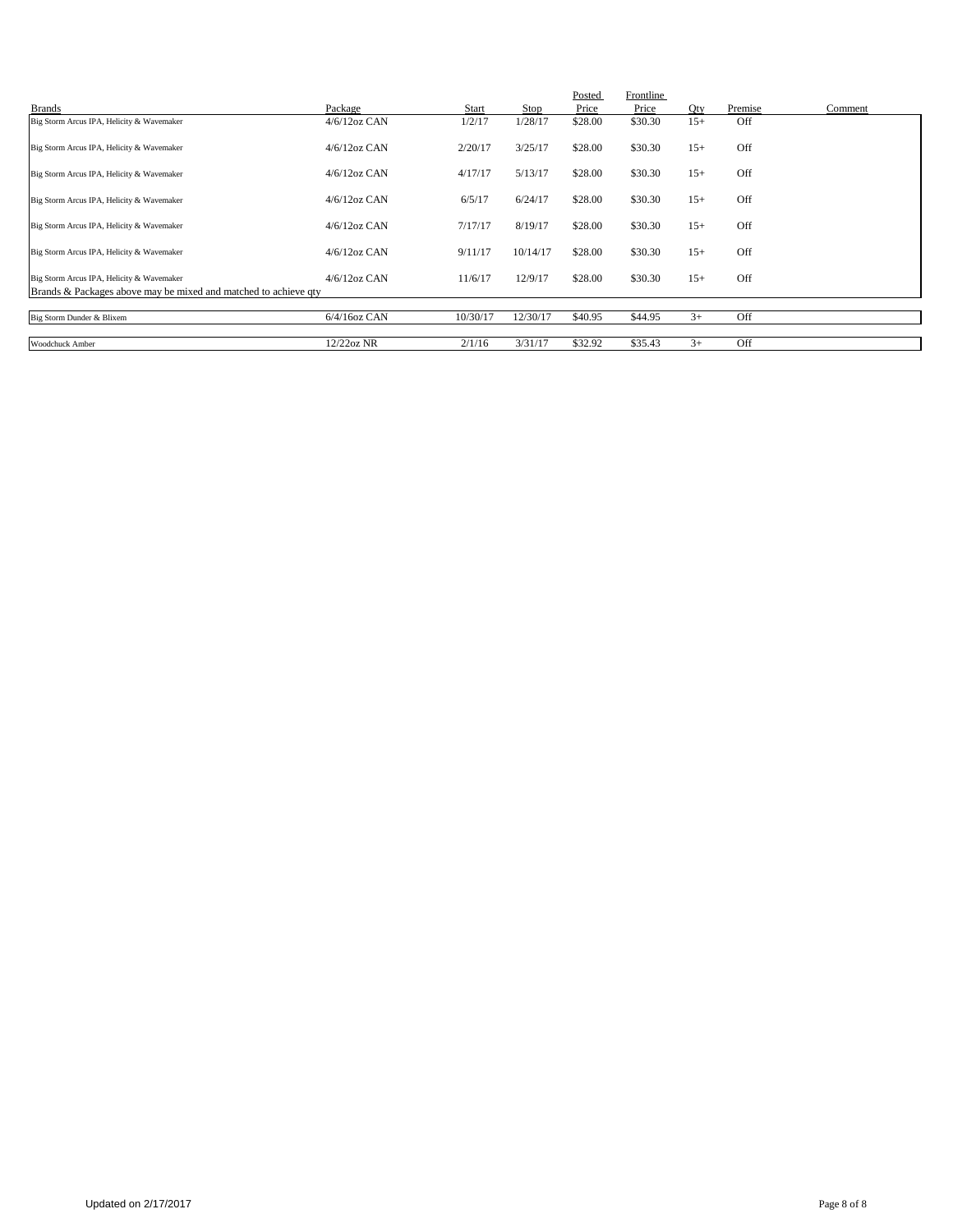| Brands | Package | Start | Stop | Posted Price | Frontline Price | Qty | Premise | Comment |
|---|---|---|---|---|---|---|---|---|
| Big Storm Arcus IPA, Helicity & Wavemaker | 4/6/12oz CAN | 1/2/17 | 1/28/17 | $28.00 | $30.30 | 15+ | Off | |
| Big Storm Arcus IPA, Helicity & Wavemaker | 4/6/12oz CAN | 2/20/17 | 3/25/17 | $28.00 | $30.30 | 15+ | Off | |
| Big Storm Arcus IPA, Helicity & Wavemaker | 4/6/12oz CAN | 4/17/17 | 5/13/17 | $28.00 | $30.30 | 15+ | Off | |
| Big Storm Arcus IPA, Helicity & Wavemaker | 4/6/12oz CAN | 6/5/17 | 6/24/17 | $28.00 | $30.30 | 15+ | Off | |
| Big Storm Arcus IPA, Helicity & Wavemaker | 4/6/12oz CAN | 7/17/17 | 8/19/17 | $28.00 | $30.30 | 15+ | Off | |
| Big Storm Arcus IPA, Helicity & Wavemaker | 4/6/12oz CAN | 9/11/17 | 10/14/17 | $28.00 | $30.30 | 15+ | Off | |
| Big Storm Arcus IPA, Helicity & Wavemaker | 4/6/12oz CAN | 11/6/17 | 12/9/17 | $28.00 | $30.30 | 15+ | Off | |
| Brands & Packages above may be mixed and matched to achieve qty | | | | | | | | |
| Big Storm Dunder & Blixem | 6/4/16oz CAN | 10/30/17 | 12/30/17 | $40.95 | $44.95 | 3+ | Off | |
| Woodchuck Amber | 12/22oz NR | 2/1/16 | 3/31/17 | $32.92 | $35.43 | 3+ | Off | |

Updated on 2/17/2017